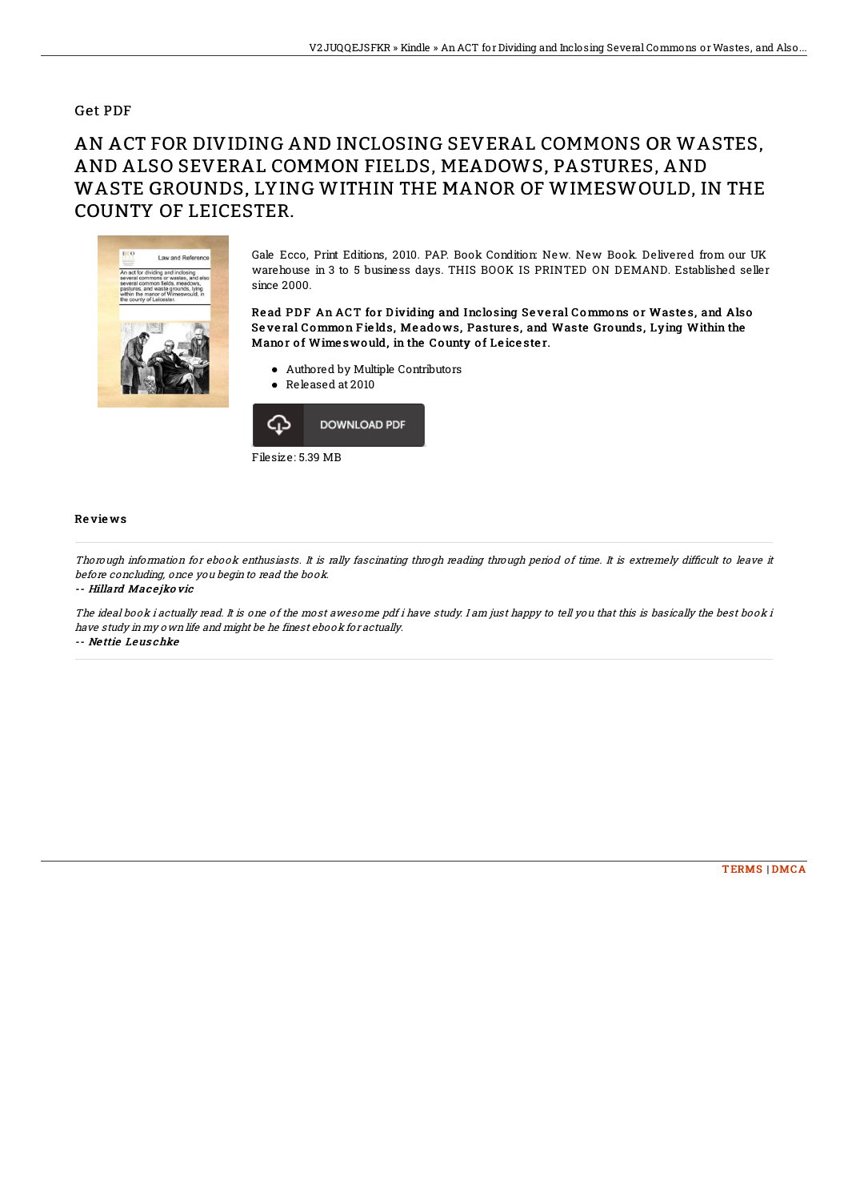Get PDF

# AN ACT FOR DIVIDING AND INCLOSING SEVERAL COMMONS OR WASTES, AND ALSO SEVERAL COMMON FIELDS, MEADOWS, PASTURES, AND WASTE GROUNDS, LYING WITHIN THE MANOR OF WIMESWOULD, IN THE COUNTY OF LEICESTER.

Gale Ecco, Print Editions, 2010. PAP. Book Condition: New. New Book. Delivered from our UK warehouse in 3 to 5 business days. THIS BOOK IS PRINTED ON DEMAND. Established seller since 2000.

**Read PDF An ACT for Dividing and Inclosing Several Commons or Wastes, and Also Several Common Fields, Meadows, Pastures, and Waste Grounds, Lying Within the Manor of Wimeswould, in the County of Leicester.**

- Authored by Multiple Contributors
- Released at 2010

DOWNLOAD PDF

Filesize: 5.39 MB

## Reviews

*Thorough information for ebook enthusiasts. It is rally fascinating throgh reading through period of time. It is extremely difficult to leave it before concluding, once you begin to read the book.*

-- **Hillard Macejkovic**

*The ideal book i actually read. It is one of the most awesome pdf i have study. I am just happy to tell you that this is basically the best book i have study in my own life and might be he finest ebook for actually.*

-- **Nettie Leuschke**

TERMS | DMCA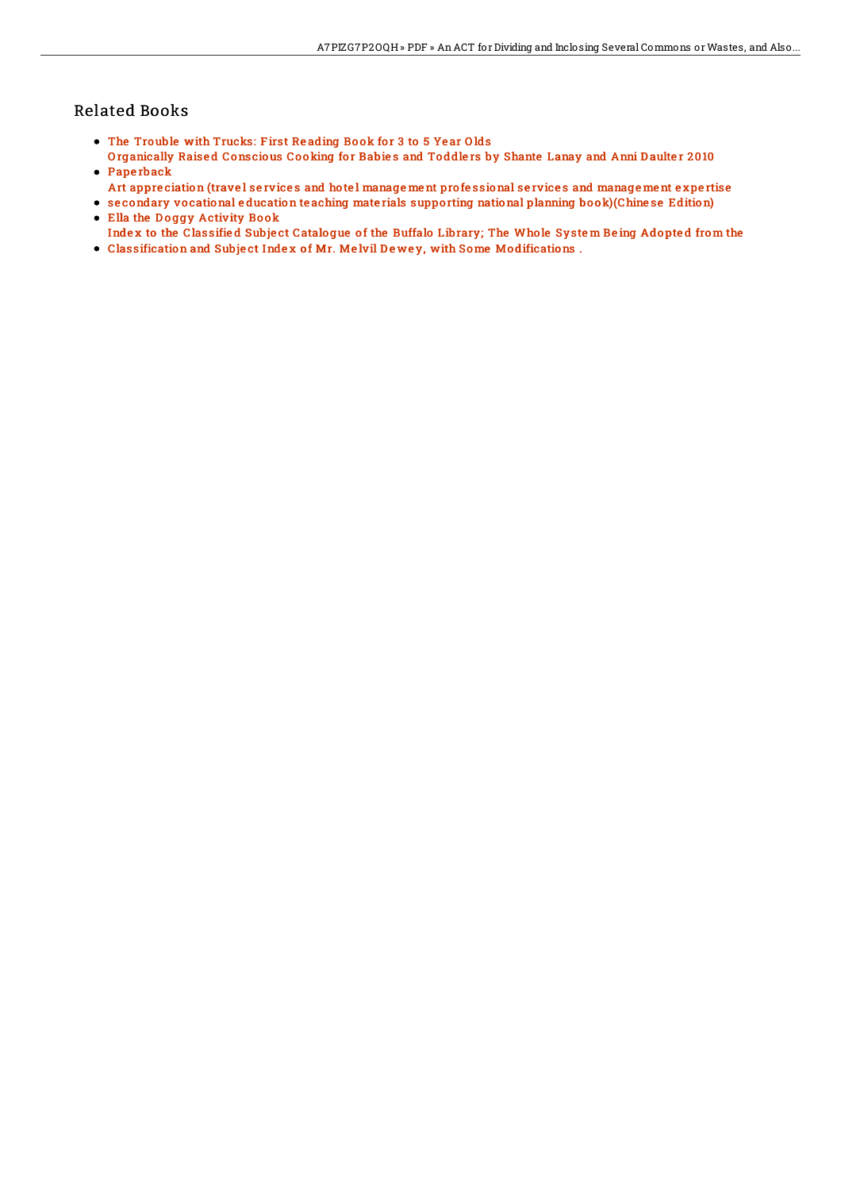## Related Books

- The Trouble with Trucks: First Reading Book for 3 to 5 Year Olds
- Organically Raised Conscious Cooking for Babies and Toddlers by Shante Lanay and Anni Daulter 2010 Paperback
- Art appreciation (travel services and hotel management professional services and management expertise secondary vocational education teaching materials supporting national planning book)(Chinese Edition)
- Ella the Doggy Activity Book
- Index to the Classified Subject Catalogue of the Buffalo Library; The Whole System Being Adopted from the Classification and Subject Index of Mr. Melvil Dewey, with Some Modifications .